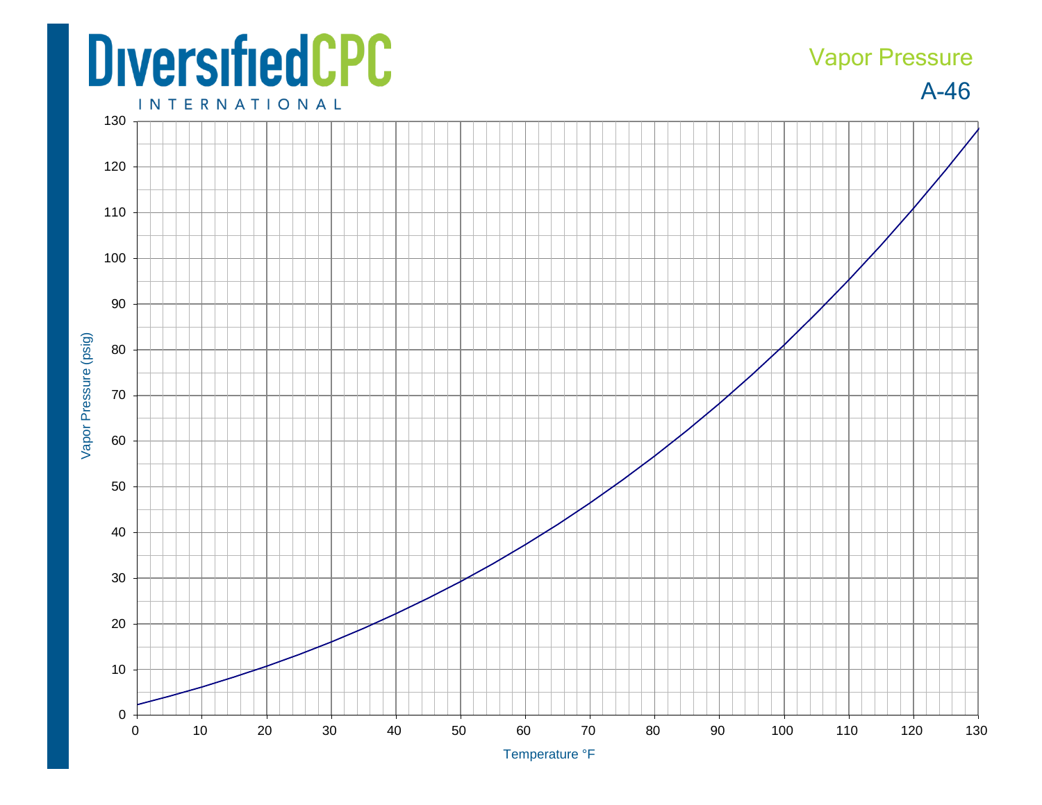DiversifiedCPC
INTERNATIONAL

Vapor Pressure

A-46

Vapor Pressure (psig)

Temperature °F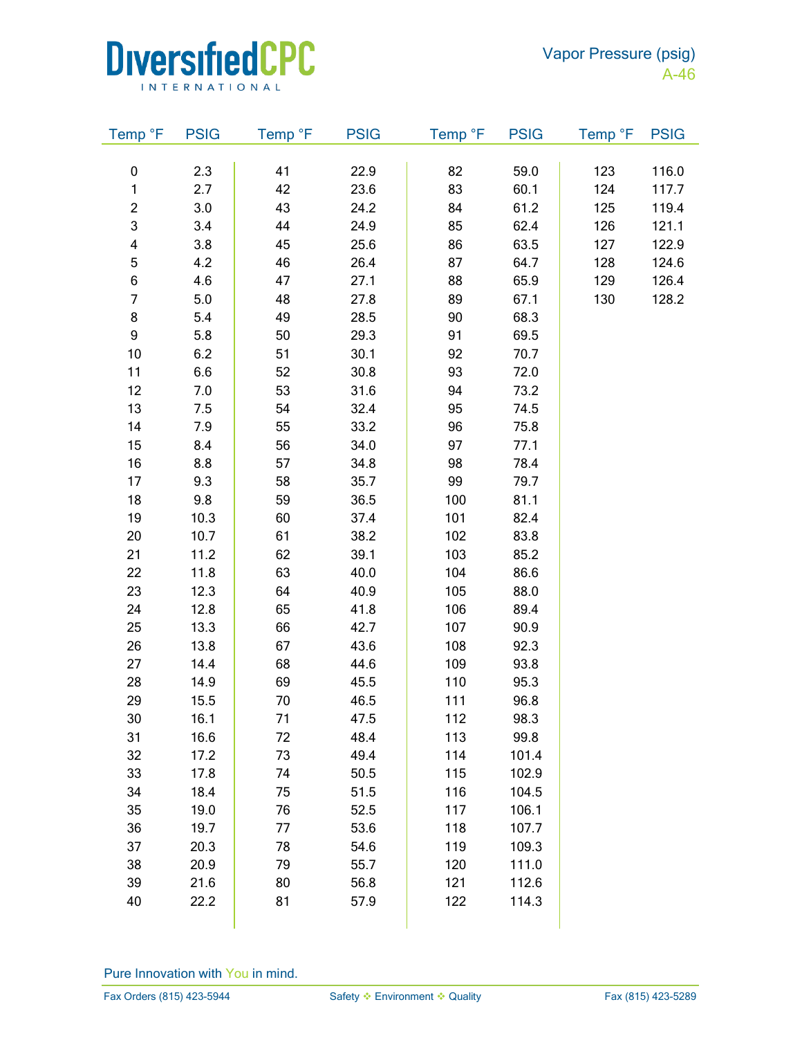# DiversifiedCPC INTERNATIONAL

Vapor Pressure (psig)
A-46

| Temp °F | PSIG | Temp °F | PSIG | Temp °F | PSIG | Temp °F | PSIG |
|---|---|---|---|---|---|---|---|
| 0 | 2.3 | 41 | 22.9 | 82 | 59.0 | 123 | 116.0 |
| 1 | 2.7 | 42 | 23.6 | 83 | 60.1 | 124 | 117.7 |
| 2 | 3.0 | 43 | 24.2 | 84 | 61.2 | 125 | 119.4 |
| 3 | 3.4 | 44 | 24.9 | 85 | 62.4 | 126 | 121.1 |
| 4 | 3.8 | 45 | 25.6 | 86 | 63.5 | 127 | 122.9 |
| 5 | 4.2 | 46 | 26.4 | 87 | 64.7 | 128 | 124.6 |
| 6 | 4.6 | 47 | 27.1 | 88 | 65.9 | 129 | 126.4 |
| 7 | 5.0 | 48 | 27.8 | 89 | 67.1 | 130 | 128.2 |
| 8 | 5.4 | 49 | 28.5 | 90 | 68.3 | | |
| 9 | 5.8 | 50 | 29.3 | 91 | 69.5 | | |
| 10 | 6.2 | 51 | 30.1 | 92 | 70.7 | | |
| 11 | 6.6 | 52 | 30.8 | 93 | 72.0 | | |
| 12 | 7.0 | 53 | 31.6 | 94 | 73.2 | | |
| 13 | 7.5 | 54 | 32.4 | 95 | 74.5 | | |
| 14 | 7.9 | 55 | 33.2 | 96 | 75.8 | | |
| 15 | 8.4 | 56 | 34.0 | 97 | 77.1 | | |
| 16 | 8.8 | 57 | 34.8 | 98 | 78.4 | | |
| 17 | 9.3 | 58 | 35.7 | 99 | 79.7 | | |
| 18 | 9.8 | 59 | 36.5 | 100 | 81.1 | | |
| 19 | 10.3 | 60 | 37.4 | 101 | 82.4 | | |
| 20 | 10.7 | 61 | 38.2 | 102 | 83.8 | | |
| 21 | 11.2 | 62 | 39.1 | 103 | 85.2 | | |
| 22 | 11.8 | 63 | 40.0 | 104 | 86.6 | | |
| 23 | 12.3 | 64 | 40.9 | 105 | 88.0 | | |
| 24 | 12.8 | 65 | 41.8 | 106 | 89.4 | | |
| 25 | 13.3 | 66 | 42.7 | 107 | 90.9 | | |
| 26 | 13.8 | 67 | 43.6 | 108 | 92.3 | | |
| 27 | 14.4 | 68 | 44.6 | 109 | 93.8 | | |
| 28 | 14.9 | 69 | 45.5 | 110 | 95.3 | | |
| 29 | 15.5 | 70 | 46.5 | 111 | 96.8 | | |
| 30 | 16.1 | 71 | 47.5 | 112 | 98.3 | | |
| 31 | 16.6 | 72 | 48.4 | 113 | 99.8 | | |
| 32 | 17.2 | 73 | 49.4 | 114 | 101.4 | | |
| 33 | 17.8 | 74 | 50.5 | 115 | 102.9 | | |
| 34 | 18.4 | 75 | 51.5 | 116 | 104.5 | | |
| 35 | 19.0 | 76 | 52.5 | 117 | 106.1 | | |
| 36 | 19.7 | 77 | 53.6 | 118 | 107.7 | | |
| 37 | 20.3 | 78 | 54.6 | 119 | 109.3 | | |
| 38 | 20.9 | 79 | 55.7 | 120 | 111.0 | | |
| 39 | 21.6 | 80 | 56.8 | 121 | 112.6 | | |
| 40 | 22.2 | 81 | 57.9 | 122 | 114.3 | | |

Pure Innovation with You in mind.

Fax Orders (815) 423-5944 Safety ❖ Environment ❖ Quality Fax (815) 423-5289